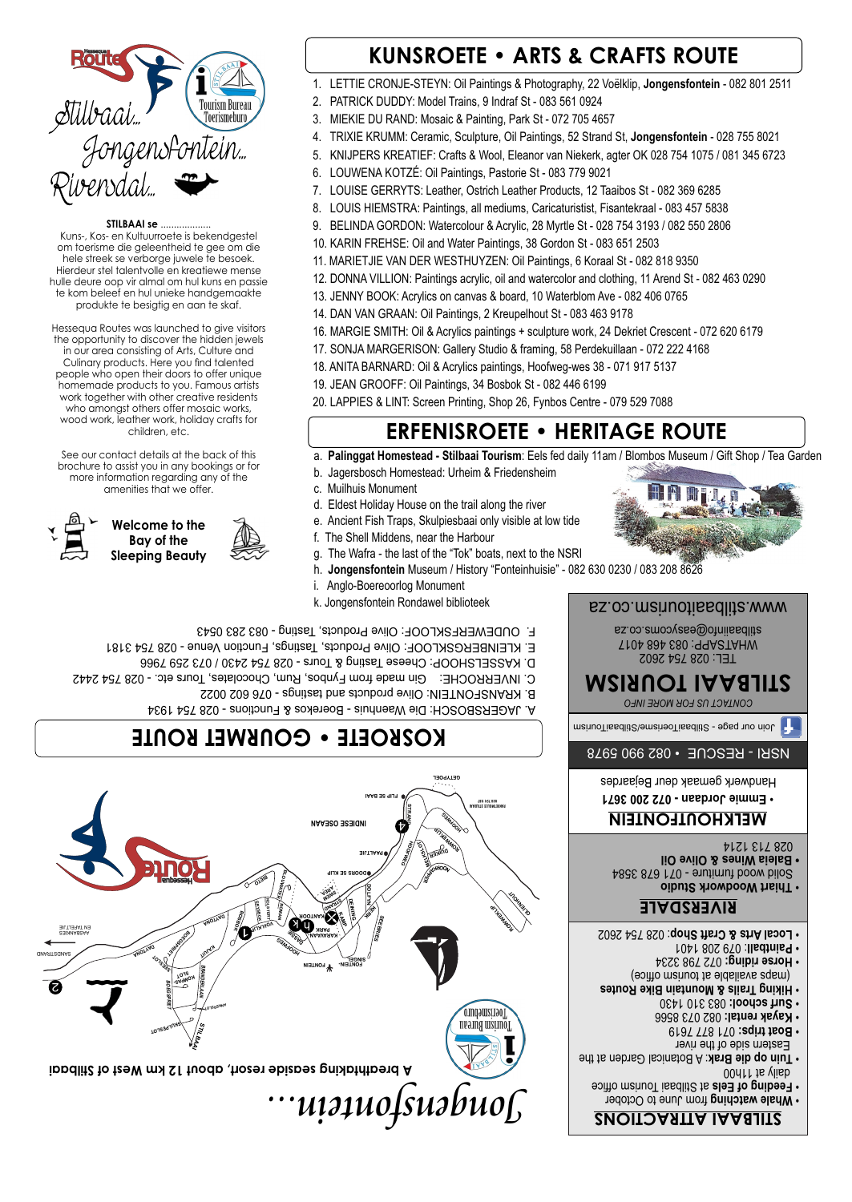Stilbaai... Jongensfontein... Riversdal...

**STILBAAI se** ..................
Kuns-, Kos- en Kultuurroete is bekendgestel om toerisme die geleentheid te gee om die hele streek se verborge juwele te besoek. Hierdeur stel talentvolle en kreatiewe mense hulle deure oop vir almal om hul kuns en passie te kom beleef en hul unieke handgemaakte produkte te besigtig en aan te skaf.

Hessequa Routes was launched to give visitors the opportunity to discover the hidden jewels in our area consisting of Arts, Culture and Culinary products. Here you find talented people who open their doors to offer unique homemade products to you. Famous artists work together with other creative residents who amongst others offer mosaic works, wood work, leather work, holiday crafts for children, etc.

See our contact details at the back of this brochure to assist you in any bookings or for more information regarding any of the amenities that we offer.

**Welcome to the Bay of the Sleeping Beauty**

# KUNSROETE • ARTS & CRAFTS ROUTE

1. LETTIE CRONJE-STEYN: Oil Paintings & Photography, 22 Voëlklip, **Jongensfontein** - 082 801 2511
2. PATRICK DUDDY: Model Trains, 9 Indraf St - 083 561 0924
3. MIEKIE DU RAND: Mosaic & Painting, Park St - 072 705 4657
4. TRIXIE KRUMM: Ceramic, Sculpture, Oil Paintings, 52 Strand St, **Jongensfontein** - 028 755 8021
5. KNIJPERS KREATIEF: Crafts & Wool, Eleanor van Niekerk, agter OK 028 754 1075 / 081 345 6723
6. LOUWENA KOTZÉ: Oil Paintings, Pastorie St - 083 779 9021
7. LOUISE GERRYTS: Leather, Ostrich Leather Products, 12 Taaibos St - 082 369 6285
8. LOUIS HIEMSTRA: Paintings, all mediums, Caricaturistist, Fisantekraal - 083 457 5838
9. BELINDA GORDON: Watercolour & Acrylic, 28 Myrtle St - 028 754 3193 / 082 550 2806
10. KARIN FREHSE: Oil and Water Paintings, 38 Gordon St - 083 651 2503
11. MARIETJIE VAN DER WESTHUYZEN: Oil Paintings, 6 Koraal St - 082 818 9350
12. DONNA VILLION: Paintings acrylic, oil and watercolor and clothing, 11 Arend St - 082 463 0290
13. JENNY BOOK: Acrylics on canvas & board, 10 Waterblom Ave - 082 406 0765
14. DAN VAN GRAAN: Oil Paintings, 2 Kreupelhout St - 083 463 9178
16. MARGIE SMITH: Oil & Acrylics paintings + sculpture work, 24 Dekriet Crescent - 072 620 6179
17. SONJA MARGERISON: Gallery Studio & framing, 58 Perdekuillaan - 072 222 4168
18. ANITA BARNARD: Oil & Acrylics paintings, Hoofweg-wes 38 - 071 917 5137
19. JEAN GROOFF: Oil Paintings, 34 Bosbok St - 082 446 6199
20. LAPPIES & LINT: Screen Printing, Shop 26, Fynbos Centre - 079 529 7088

# ERFENISROETE • HERITAGE ROUTE

a. **Palinggat Homestead - Stilbaai Tourism**: Eels fed daily 11am / Blombos Museum / Gift Shop / Tea Garden
b. Jagersbosch Homestead: Urheim & Friedensheim
c. Muilhuis Monument
d. Eldest Holiday House on the trail along the river
e. Ancient Fish Traps, Skulpiesbaai only visible at low tide
f. The Shell Middens, near the Harbour
g. The Wafra - the last of the "Tok" boats, next to the NSRI
h. **Jongensfontein** Museum / History "Fonteinhuisie" - 082 630 0230 / 083 208 8626
i. Anglo-Boereoorlog Monument
k. Jongensfontein Rondawel biblioteek

# KOSROETE • GOURMET ROUTE

A. JAGERSBOSCH: Die Waenhuis - Boerekos & Functions - 028 754 1934
B. KRANSFONTEIN: Olive products and tastings - 076 602 0022
C. INVERROCHE: Gin made from Fynbos, Rum, Chocolates, Tours etc. - 028 754 2442
D. KASSELSHOOP: Cheese Tasting & Tours - 028 754 2430 / 073 259 7966
E. KLEINBERGSKLOOF: Olive Products, Tastings, Function Venue - 028 754 3181
F. OUDEWERFSKRAAL: Olive Products, Tasting - 083 283 0543

# STILBAAI ATTRACTIONS

- **Whale watching** from June to October
- **Feeding of Eels** at Stilbaai Tourism office daily at 11h00
- **Tuin op die Brak**: A Botanical Garden at the Eastern side of the river
- **Boat trips**: 071 877 7619
- **Kayak rental**: 082 073 8566
- **Surf school**: 083 310 1430
- **Hiking Trails & Mountain Bike Routes** (maps available at tourism office)
- **Horse riding**: 072 796 3234
- **Paintball**: 079 208 1401
- **Local Arts & Craft Shop**: 028 754 2602

# RIVERSDALE

- **Thart Woodwork Studio**
Solid wood furniture - 071 678 3584
- **Baleia Wines & Olive Oil**
028 713 1214

# MELKHOUTFONTEIN

- **Emmie Jordaan - 072 200 3671**
Handwerk gemaak deur Bejaardes

NSRI - RESCUE • 082 990 5978

Join our page - Stilbaai Toerisme/StilbaaiTourism

CONTACT US FOR MORE INFO

# STILBAAI TOURISM

TEL: 028 754 2602
WHATSAPP: 083 498 4017
stilbaaiinfo@easyoms.co.za
www.stilbaaitourism.co.za

# Jongensfontein...

A breathtaking seaside resort, about 12 km West of Stilbaai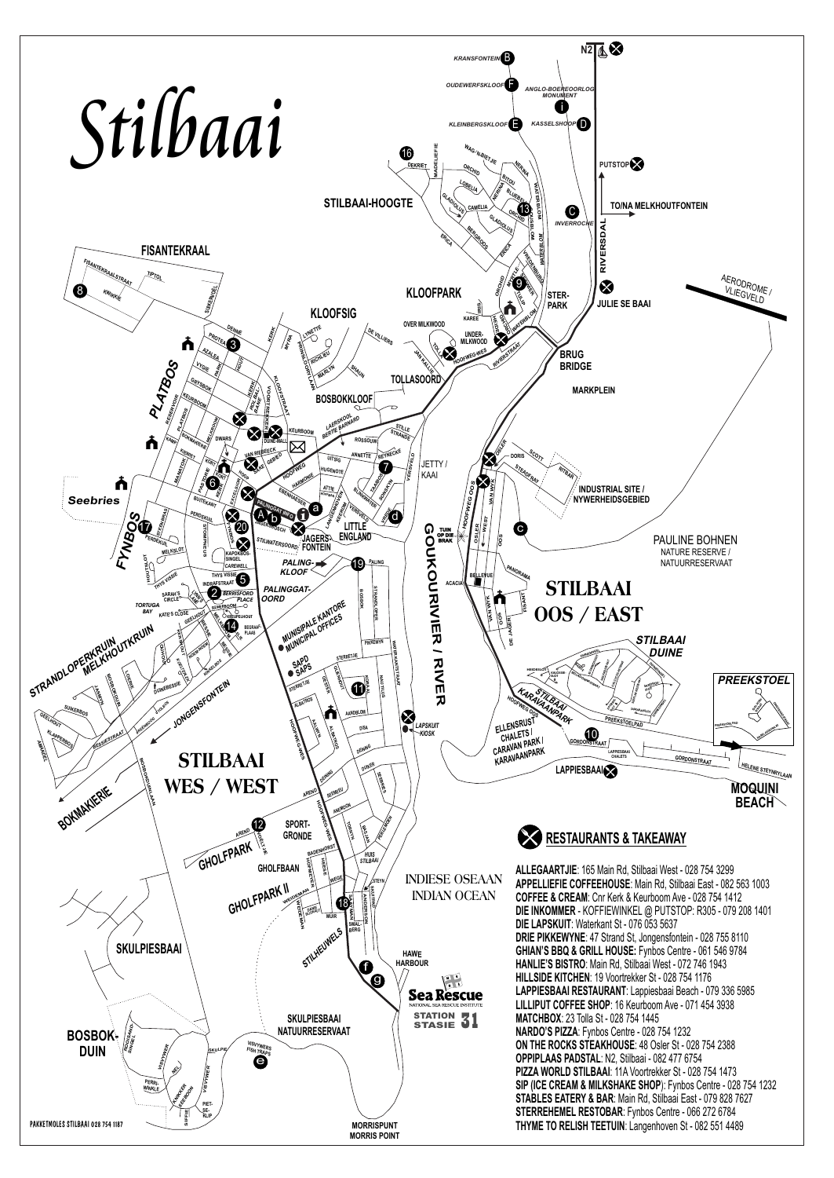# Stilbaai

## RESTAURANTS & TAKEAWAY

**ALLEGAARTJIE**: 165 Main Rd, Stilbaai West - 028 754 3299
**APPELLIEFIE COFFEEHOUSE**: Main Rd, Stilbaai East - 082 563 1003
**COFFEE & CREAM**: Cnr Kerk & Keurboom Ave - 028 754 1412
**DIE INKOMMER** - KOFFIEWINKEL @ PUTSTOP: R305 - 079 208 1401
**DIE LAPSKUIT**: Waterkant St - 076 053 5637
**DRIE PIKKEWYNE**: 47 Strand St, Jongensfontein - 028 755 8110
**GHIAN'S BBQ & GRILL HOUSE:** Fynbos Centre - 061 546 9784
**HANLIE'S BISTRO**: Main Rd, Stilbaai West - 072 746 1943
**HILLSIDE KITCHEN**: 19 Voortrekker St - 028 754 1176
**LAPPIESBAAI RESTAURANT**: Lappiesbaai Beach - 079 336 5985
**LILLIPUT COFFEE SHOP**: 16 Keurboom Ave - 071 454 3938
**MATCHBOX**: 23 Tolla St - 028 754 1445
**NARDO'S PIZZA**: Fynbos Centre - 028 754 1232
**ON THE ROCKS STEAKHOUSE**: 48 Osler St - 028 754 2388
**OPPIPLAAS PADSTAL**: N2, Stilbaai - 082 477 6754
**PIZZA WORLD STILBAAI**: 11A Voortrekker St - 028 754 1473
**SIP (ICE CREAM & MILKSHAKE SHOP)**: Fynbos Centre - 028 754 1232
**STABLES EATERY & BAR**: Main Rd, Stilbaai East - 079 828 7627
**STERREHEMEL RESTOBAR**: Fynbos Centre - 066 272 6784
**THYME TO RELISH TEETUIN**: Langenhoven St - 082 551 4489

PAKKETMOLES STILBAAI 028 754 1187